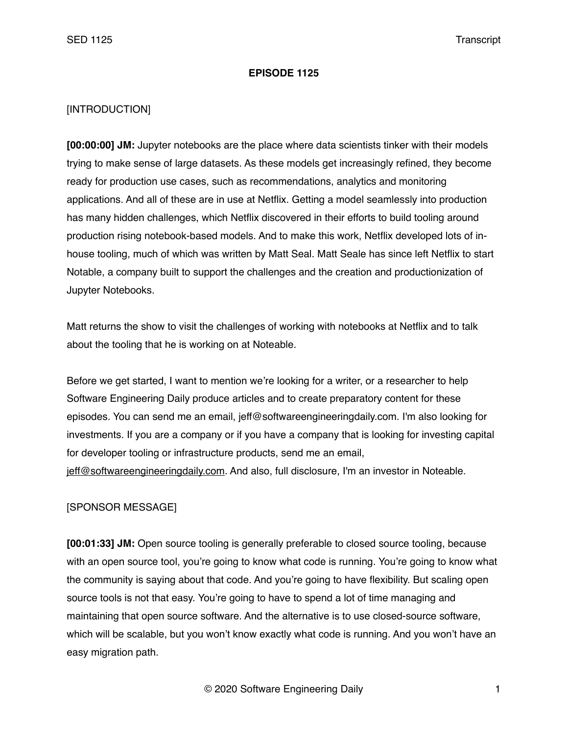**EPISODE 1125**

[INTRODUCTION]

**[00:00:00] JM:** Jupyter notebooks are the place where data scientists tinker with their models trying to make sense of large datasets. As these models get increasingly refined, they become ready for production use cases, such as recommendations, analytics and monitoring applications. And all of these are in use at Netflix. Getting a model seamlessly into production has many hidden challenges, which Netflix discovered in their efforts to build tooling around production rising notebook-based models. And to make this work, Netflix developed lots of in-house tooling, much of which was written by Matt Seal. Matt Seale has since left Netflix to start Notable, a company built to support the challenges and the creation and productionization of Jupyter Notebooks.

Matt returns the show to visit the challenges of working with notebooks at Netflix and to talk about the tooling that he is working on at Noteable.

Before we get started, I want to mention we're looking for a writer, or a researcher to help Software Engineering Daily produce articles and to create preparatory content for these episodes. You can send me an email, jeff@softwareengineeringdaily.com. I'm also looking for investments. If you are a company or if you have a company that is looking for investing capital for developer tooling or infrastructure products, send me an email, jeff@softwareengineeringdaily.com. And also, full disclosure, I'm an investor in Noteable.

[SPONSOR MESSAGE]

**[00:01:33] JM:** Open source tooling is generally preferable to closed source tooling, because with an open source tool, you're going to know what code is running. You're going to know what the community is saying about that code. And you're going to have flexibility. But scaling open source tools is not that easy. You're going to have to spend a lot of time managing and maintaining that open source software. And the alternative is to use closed-source software, which will be scalable, but you won't know exactly what code is running. And you won't have an easy migration path.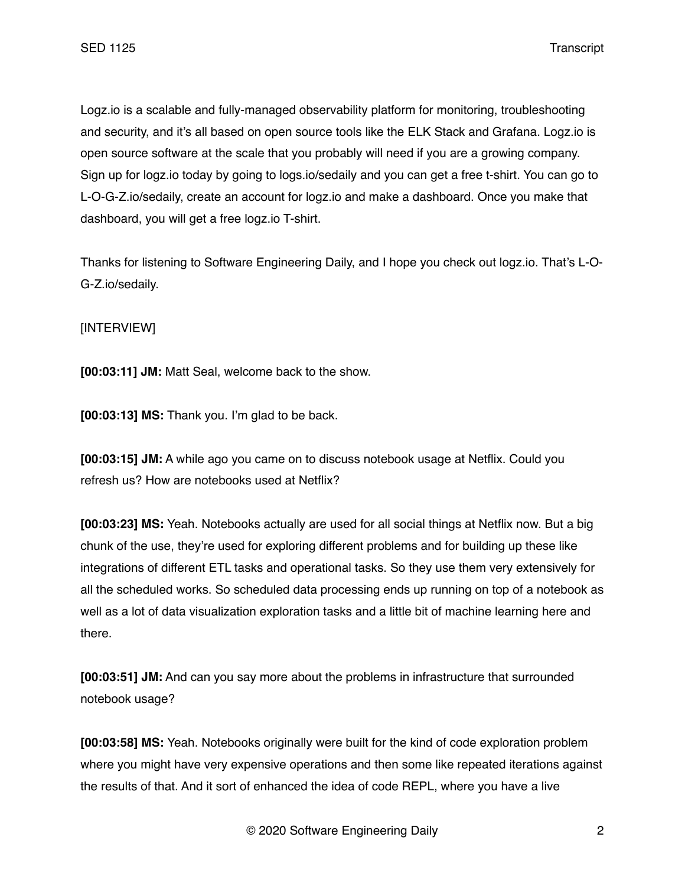Logz.io is a scalable and fully-managed observability platform for monitoring, troubleshooting and security, and it's all based on open source tools like the ELK Stack and Grafana. Logz.io is open source software at the scale that you probably will need if you are a growing company. Sign up for logz.io today by going to logs.io/sedaily and you can get a free t-shirt. You can go to L-O-G-Z.io/sedaily, create an account for logz.io and make a dashboard. Once you make that dashboard, you will get a free logz.io T-shirt.

Thanks for listening to Software Engineering Daily, and I hope you check out logz.io. That's L-O-G-Z.io/sedaily.

[INTERVIEW]

**[00:03:11] JM:** Matt Seal, welcome back to the show.

**[00:03:13] MS:** Thank you. I'm glad to be back.

**[00:03:15] JM:** A while ago you came on to discuss notebook usage at Netflix. Could you refresh us? How are notebooks used at Netflix?

**[00:03:23] MS:** Yeah. Notebooks actually are used for all social things at Netflix now. But a big chunk of the use, they're used for exploring different problems and for building up these like integrations of different ETL tasks and operational tasks. So they use them very extensively for all the scheduled works. So scheduled data processing ends up running on top of a notebook as well as a lot of data visualization exploration tasks and a little bit of machine learning here and there.

**[00:03:51] JM:** And can you say more about the problems in infrastructure that surrounded notebook usage?

**[00:03:58] MS:** Yeah. Notebooks originally were built for the kind of code exploration problem where you might have very expensive operations and then some like repeated iterations against the results of that. And it sort of enhanced the idea of code REPL, where you have a live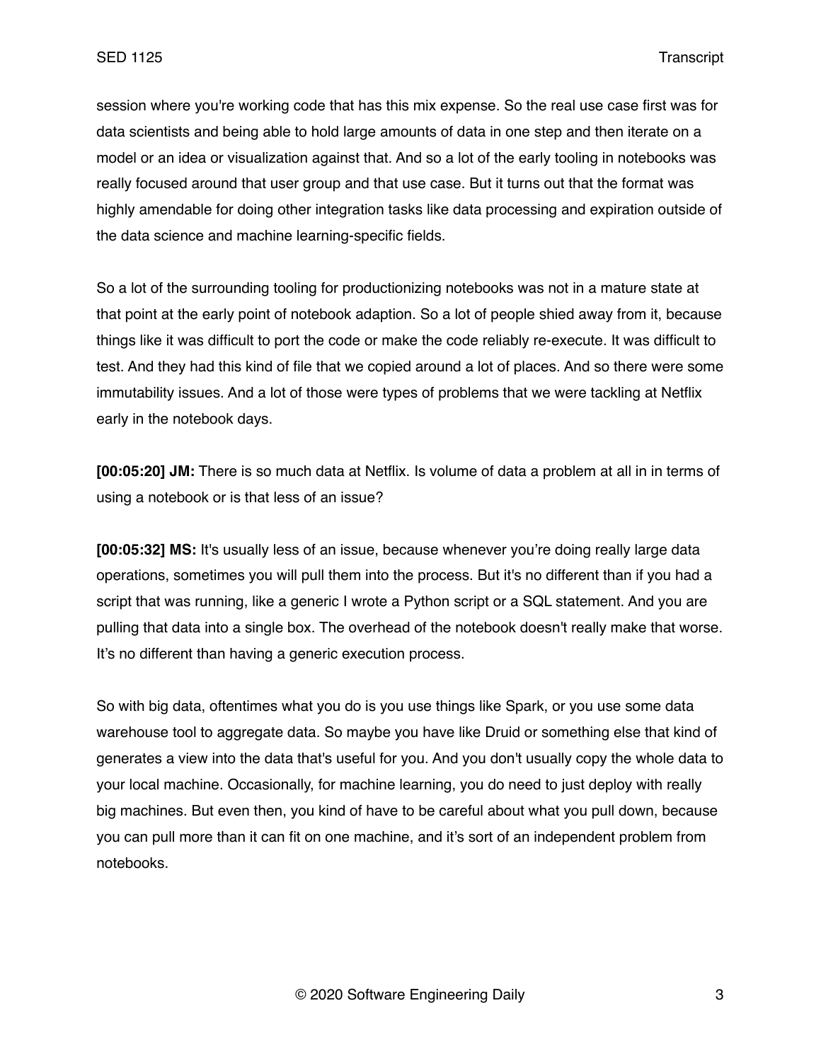session where you're working code that has this mix expense. So the real use case first was for data scientists and being able to hold large amounts of data in one step and then iterate on a model or an idea or visualization against that. And so a lot of the early tooling in notebooks was really focused around that user group and that use case. But it turns out that the format was highly amendable for doing other integration tasks like data processing and expiration outside of the data science and machine learning-specific fields.

So a lot of the surrounding tooling for productionizing notebooks was not in a mature state at that point at the early point of notebook adaption. So a lot of people shied away from it, because things like it was difficult to port the code or make the code reliably re-execute. It was difficult to test. And they had this kind of file that we copied around a lot of places. And so there were some immutability issues. And a lot of those were types of problems that we were tackling at Netflix early in the notebook days.

**[00:05:20] JM:** There is so much data at Netflix. Is volume of data a problem at all in in terms of using a notebook or is that less of an issue?

**[00:05:32] MS:** It's usually less of an issue, because whenever you're doing really large data operations, sometimes you will pull them into the process. But it's no different than if you had a script that was running, like a generic I wrote a Python script or a SQL statement. And you are pulling that data into a single box. The overhead of the notebook doesn't really make that worse. It's no different than having a generic execution process.

So with big data, oftentimes what you do is you use things like Spark, or you use some data warehouse tool to aggregate data. So maybe you have like Druid or something else that kind of generates a view into the data that's useful for you. And you don't usually copy the whole data to your local machine. Occasionally, for machine learning, you do need to just deploy with really big machines. But even then, you kind of have to be careful about what you pull down, because you can pull more than it can fit on one machine, and it's sort of an independent problem from notebooks.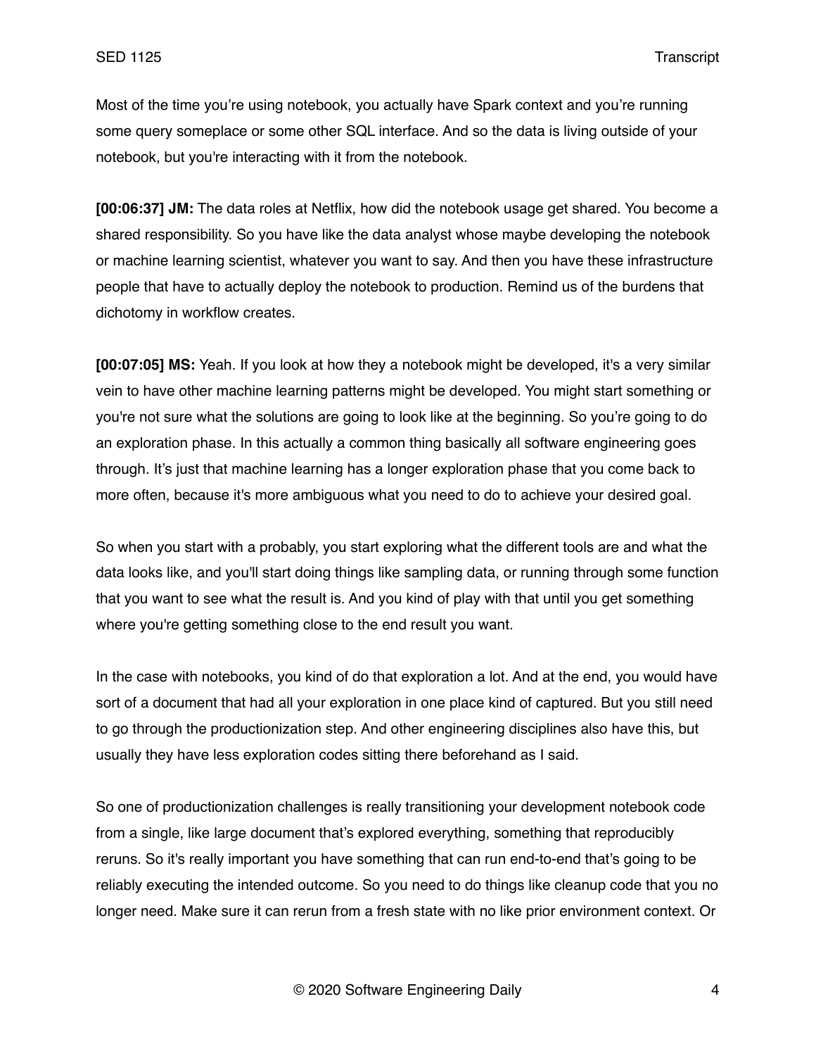Most of the time you're using notebook, you actually have Spark context and you're running some query someplace or some other SQL interface. And so the data is living outside of your notebook, but you're interacting with it from the notebook.

**[00:06:37] JM:** The data roles at Netflix, how did the notebook usage get shared. You become a shared responsibility. So you have like the data analyst whose maybe developing the notebook or machine learning scientist, whatever you want to say. And then you have these infrastructure people that have to actually deploy the notebook to production. Remind us of the burdens that dichotomy in workflow creates.

**[00:07:05] MS:** Yeah. If you look at how they a notebook might be developed, it's a very similar vein to have other machine learning patterns might be developed. You might start something or you're not sure what the solutions are going to look like at the beginning. So you're going to do an exploration phase. In this actually a common thing basically all software engineering goes through. It's just that machine learning has a longer exploration phase that you come back to more often, because it's more ambiguous what you need to do to achieve your desired goal.

So when you start with a probably, you start exploring what the different tools are and what the data looks like, and you'll start doing things like sampling data, or running through some function that you want to see what the result is. And you kind of play with that until you get something where you're getting something close to the end result you want.

In the case with notebooks, you kind of do that exploration a lot. And at the end, you would have sort of a document that had all your exploration in one place kind of captured. But you still need to go through the productionization step. And other engineering disciplines also have this, but usually they have less exploration codes sitting there beforehand as I said.

So one of productionization challenges is really transitioning your development notebook code from a single, like large document that's explored everything, something that reproducibly reruns. So it's really important you have something that can run end-to-end that's going to be reliably executing the intended outcome. So you need to do things like cleanup code that you no longer need. Make sure it can rerun from a fresh state with no like prior environment context. Or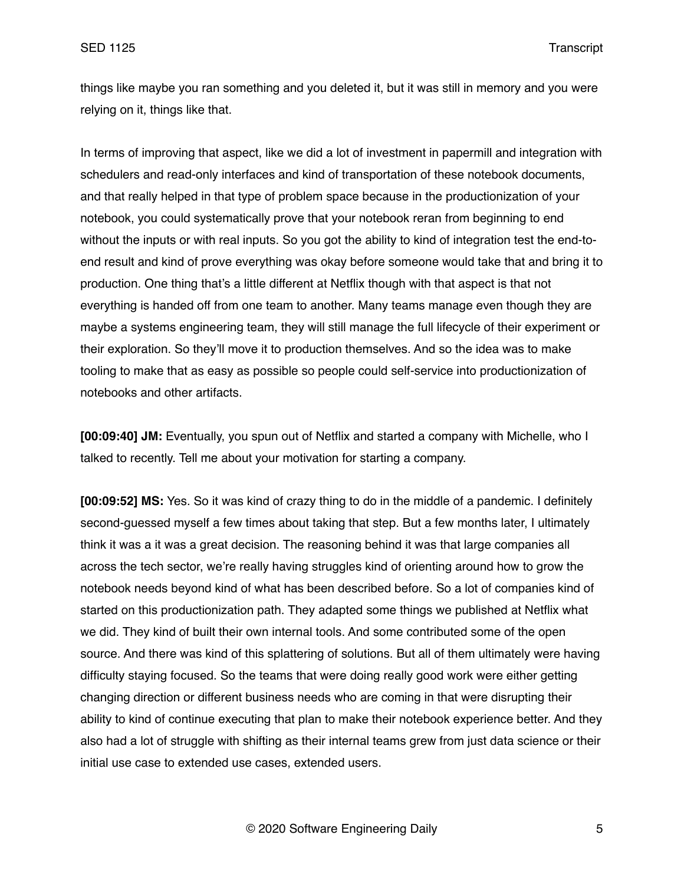things like maybe you ran something and you deleted it, but it was still in memory and you were relying on it, things like that.

In terms of improving that aspect, like we did a lot of investment in papermill and integration with schedulers and read-only interfaces and kind of transportation of these notebook documents, and that really helped in that type of problem space because in the productionization of your notebook, you could systematically prove that your notebook reran from beginning to end without the inputs or with real inputs. So you got the ability to kind of integration test the end-to-end result and kind of prove everything was okay before someone would take that and bring it to production. One thing that's a little different at Netflix though with that aspect is that not everything is handed off from one team to another. Many teams manage even though they are maybe a systems engineering team, they will still manage the full lifecycle of their experiment or their exploration. So they'll move it to production themselves. And so the idea was to make tooling to make that as easy as possible so people could self-service into productionization of notebooks and other artifacts.

**[00:09:40] JM:** Eventually, you spun out of Netflix and started a company with Michelle, who I talked to recently. Tell me about your motivation for starting a company.

**[00:09:52] MS:** Yes. So it was kind of crazy thing to do in the middle of a pandemic. I definitely second-guessed myself a few times about taking that step. But a few months later, I ultimately think it was a it was a great decision. The reasoning behind it was that large companies all across the tech sector, we're really having struggles kind of orienting around how to grow the notebook needs beyond kind of what has been described before. So a lot of companies kind of started on this productionization path. They adapted some things we published at Netflix what we did. They kind of built their own internal tools. And some contributed some of the open source. And there was kind of this splattering of solutions. But all of them ultimately were having difficulty staying focused. So the teams that were doing really good work were either getting changing direction or different business needs who are coming in that were disrupting their ability to kind of continue executing that plan to make their notebook experience better. And they also had a lot of struggle with shifting as their internal teams grew from just data science or their initial use case to extended use cases, extended users.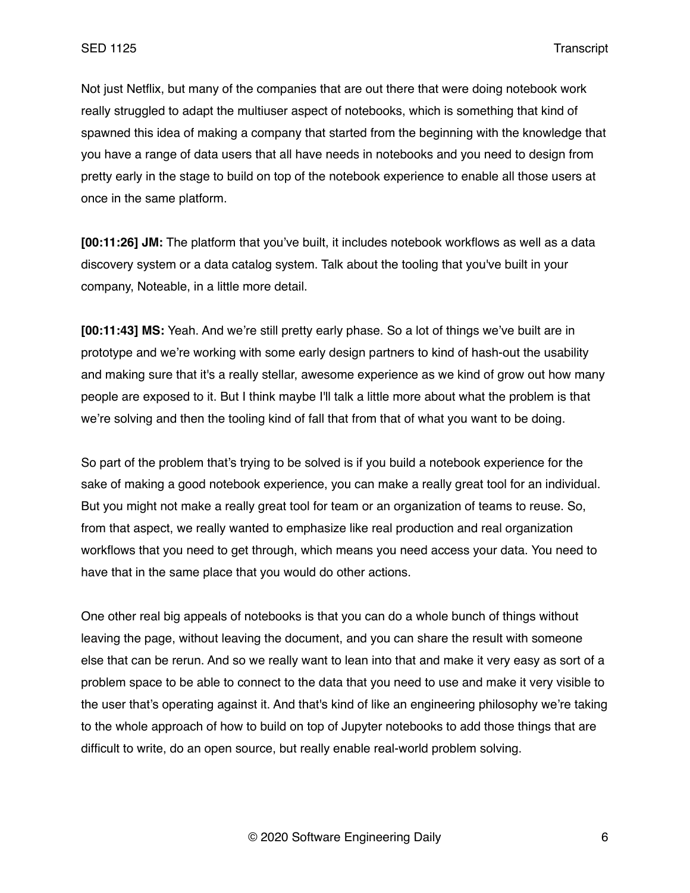Not just Netflix, but many of the companies that are out there that were doing notebook work really struggled to adapt the multiuser aspect of notebooks, which is something that kind of spawned this idea of making a company that started from the beginning with the knowledge that you have a range of data users that all have needs in notebooks and you need to design from pretty early in the stage to build on top of the notebook experience to enable all those users at once in the same platform.

**[00:11:26] JM:** The platform that you've built, it includes notebook workflows as well as a data discovery system or a data catalog system. Talk about the tooling that you've built in your company, Noteable, in a little more detail.

**[00:11:43] MS:** Yeah. And we're still pretty early phase. So a lot of things we've built are in prototype and we're working with some early design partners to kind of hash-out the usability and making sure that it's a really stellar, awesome experience as we kind of grow out how many people are exposed to it. But I think maybe I'll talk a little more about what the problem is that we're solving and then the tooling kind of fall that from that of what you want to be doing.

So part of the problem that's trying to be solved is if you build a notebook experience for the sake of making a good notebook experience, you can make a really great tool for an individual. But you might not make a really great tool for team or an organization of teams to reuse. So, from that aspect, we really wanted to emphasize like real production and real organization workflows that you need to get through, which means you need access your data. You need to have that in the same place that you would do other actions.

One other real big appeals of notebooks is that you can do a whole bunch of things without leaving the page, without leaving the document, and you can share the result with someone else that can be rerun. And so we really want to lean into that and make it very easy as sort of a problem space to be able to connect to the data that you need to use and make it very visible to the user that's operating against it. And that's kind of like an engineering philosophy we're taking to the whole approach of how to build on top of Jupyter notebooks to add those things that are difficult to write, do an open source, but really enable real-world problem solving.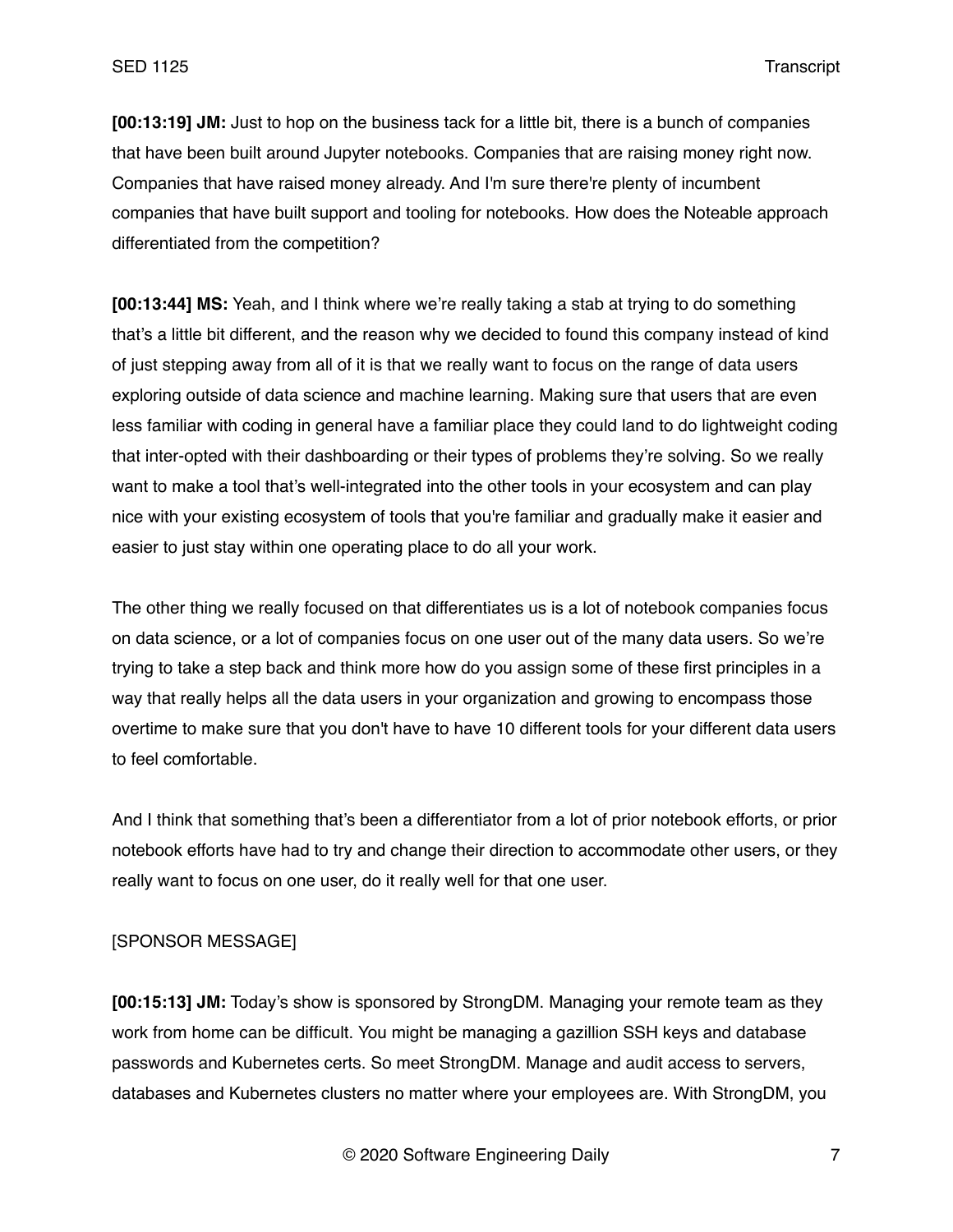**[00:13:19] JM:** Just to hop on the business tack for a little bit, there is a bunch of companies that have been built around Jupyter notebooks. Companies that are raising money right now. Companies that have raised money already. And I'm sure there're plenty of incumbent companies that have built support and tooling for notebooks. How does the Noteable approach differentiated from the competition?

**[00:13:44] MS:** Yeah, and I think where we're really taking a stab at trying to do something that's a little bit different, and the reason why we decided to found this company instead of kind of just stepping away from all of it is that we really want to focus on the range of data users exploring outside of data science and machine learning. Making sure that users that are even less familiar with coding in general have a familiar place they could land to do lightweight coding that inter-opted with their dashboarding or their types of problems they're solving. So we really want to make a tool that's well-integrated into the other tools in your ecosystem and can play nice with your existing ecosystem of tools that you're familiar and gradually make it easier and easier to just stay within one operating place to do all your work.

The other thing we really focused on that differentiates us is a lot of notebook companies focus on data science, or a lot of companies focus on one user out of the many data users. So we're trying to take a step back and think more how do you assign some of these first principles in a way that really helps all the data users in your organization and growing to encompass those overtime to make sure that you don't have to have 10 different tools for your different data users to feel comfortable.

And I think that something that's been a differentiator from a lot of prior notebook efforts, or prior notebook efforts have had to try and change their direction to accommodate other users, or they really want to focus on one user, do it really well for that one user.

[SPONSOR MESSAGE]

**[00:15:13] JM:** Today's show is sponsored by StrongDM. Managing your remote team as they work from home can be difficult. You might be managing a gazillion SSH keys and database passwords and Kubernetes certs. So meet StrongDM. Manage and audit access to servers, databases and Kubernetes clusters no matter where your employees are. With StrongDM, you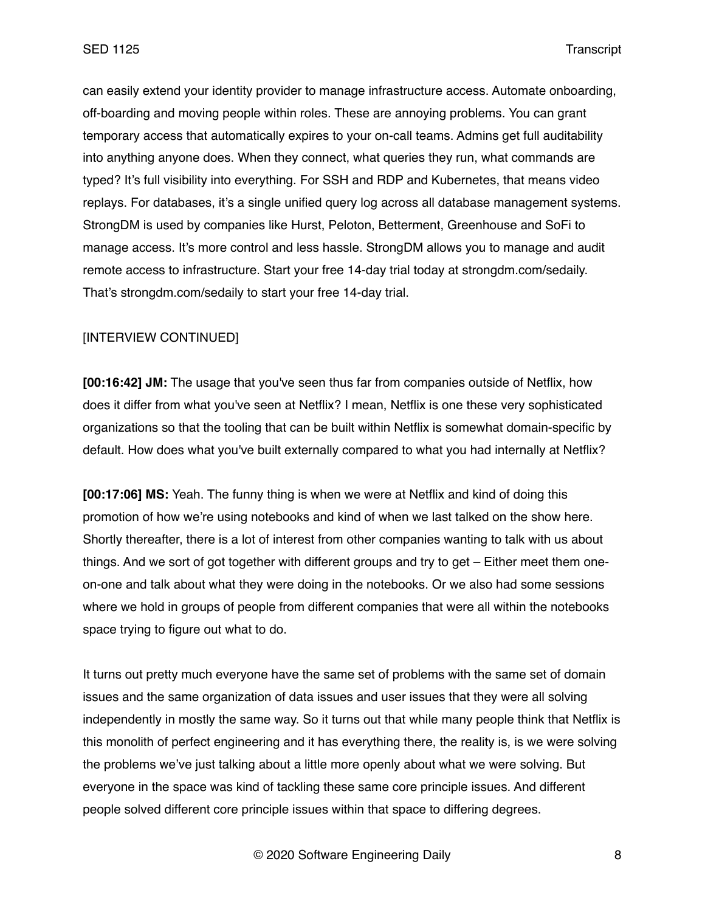can easily extend your identity provider to manage infrastructure access. Automate onboarding, off-boarding and moving people within roles. These are annoying problems. You can grant temporary access that automatically expires to your on-call teams. Admins get full auditability into anything anyone does. When they connect, what queries they run, what commands are typed? It's full visibility into everything. For SSH and RDP and Kubernetes, that means video replays. For databases, it's a single unified query log across all database management systems. StrongDM is used by companies like Hurst, Peloton, Betterment, Greenhouse and SoFi to manage access. It's more control and less hassle. StrongDM allows you to manage and audit remote access to infrastructure. Start your free 14-day trial today at strongdm.com/sedaily. That's strongdm.com/sedaily to start your free 14-day trial.

[INTERVIEW CONTINUED]

**[00:16:42] JM:** The usage that you've seen thus far from companies outside of Netflix, how does it differ from what you've seen at Netflix? I mean, Netflix is one these very sophisticated organizations so that the tooling that can be built within Netflix is somewhat domain-specific by default. How does what you've built externally compared to what you had internally at Netflix?

**[00:17:06] MS:** Yeah. The funny thing is when we were at Netflix and kind of doing this promotion of how we're using notebooks and kind of when we last talked on the show here. Shortly thereafter, there is a lot of interest from other companies wanting to talk with us about things. And we sort of got together with different groups and try to get – Either meet them one-on-one and talk about what they were doing in the notebooks. Or we also had some sessions where we hold in groups of people from different companies that were all within the notebooks space trying to figure out what to do.

It turns out pretty much everyone have the same set of problems with the same set of domain issues and the same organization of data issues and user issues that they were all solving independently in mostly the same way. So it turns out that while many people think that Netflix is this monolith of perfect engineering and it has everything there, the reality is, is we were solving the problems we've just talking about a little more openly about what we were solving. But everyone in the space was kind of tackling these same core principle issues. And different people solved different core principle issues within that space to differing degrees.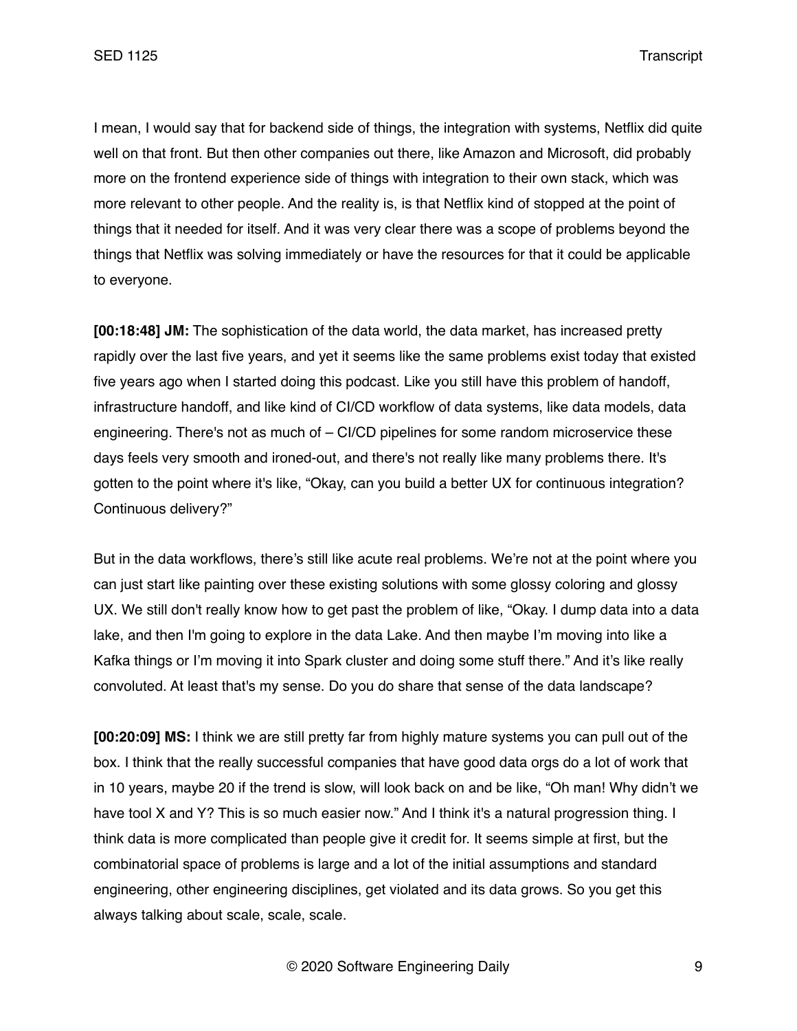I mean, I would say that for backend side of things, the integration with systems, Netflix did quite well on that front. But then other companies out there, like Amazon and Microsoft, did probably more on the frontend experience side of things with integration to their own stack, which was more relevant to other people. And the reality is, is that Netflix kind of stopped at the point of things that it needed for itself. And it was very clear there was a scope of problems beyond the things that Netflix was solving immediately or have the resources for that it could be applicable to everyone.

**[00:18:48] JM:** The sophistication of the data world, the data market, has increased pretty rapidly over the last five years, and yet it seems like the same problems exist today that existed five years ago when I started doing this podcast. Like you still have this problem of handoff, infrastructure handoff, and like kind of CI/CD workflow of data systems, like data models, data engineering. There's not as much of – CI/CD pipelines for some random microservice these days feels very smooth and ironed-out, and there's not really like many problems there. It's gotten to the point where it's like, "Okay, can you build a better UX for continuous integration? Continuous delivery?"

But in the data workflows, there's still like acute real problems. We're not at the point where you can just start like painting over these existing solutions with some glossy coloring and glossy UX. We still don't really know how to get past the problem of like, "Okay. I dump data into a data lake, and then I'm going to explore in the data Lake. And then maybe I'm moving into like a Kafka things or I'm moving it into Spark cluster and doing some stuff there." And it's like really convoluted. At least that's my sense. Do you do share that sense of the data landscape?

**[00:20:09] MS:** I think we are still pretty far from highly mature systems you can pull out of the box. I think that the really successful companies that have good data orgs do a lot of work that in 10 years, maybe 20 if the trend is slow, will look back on and be like, "Oh man! Why didn't we have tool X and Y? This is so much easier now." And I think it's a natural progression thing. I think data is more complicated than people give it credit for. It seems simple at first, but the combinatorial space of problems is large and a lot of the initial assumptions and standard engineering, other engineering disciplines, get violated and its data grows. So you get this always talking about scale, scale, scale.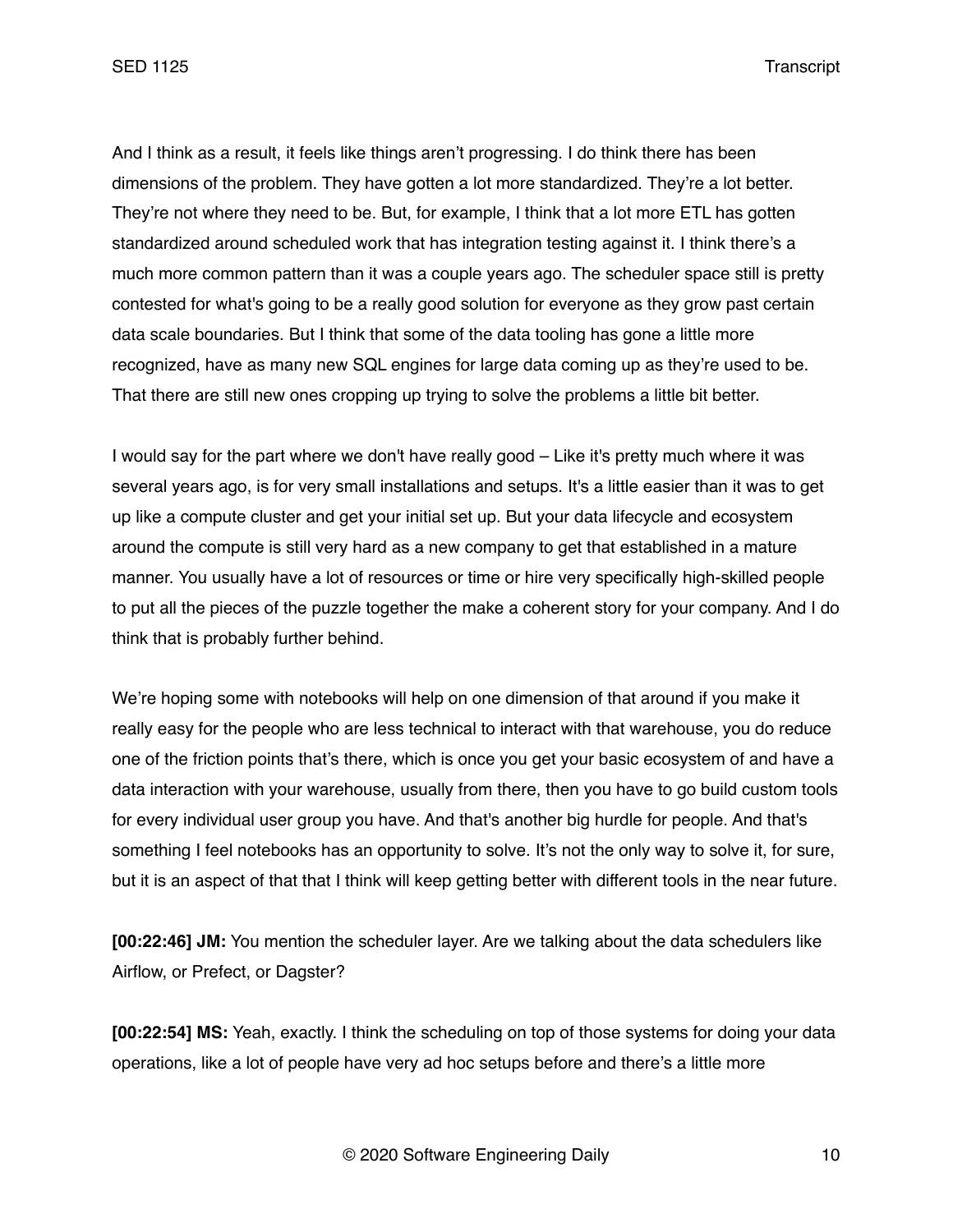And I think as a result, it feels like things aren't progressing. I do think there has been dimensions of the problem. They have gotten a lot more standardized. They're a lot better. They're not where they need to be. But, for example, I think that a lot more ETL has gotten standardized around scheduled work that has integration testing against it. I think there's a much more common pattern than it was a couple years ago. The scheduler space still is pretty contested for what's going to be a really good solution for everyone as they grow past certain data scale boundaries. But I think that some of the data tooling has gone a little more recognized, have as many new SQL engines for large data coming up as they're used to be. That there are still new ones cropping up trying to solve the problems a little bit better.

I would say for the part where we don't have really good – Like it's pretty much where it was several years ago, is for very small installations and setups. It's a little easier than it was to get up like a compute cluster and get your initial set up. But your data lifecycle and ecosystem around the compute is still very hard as a new company to get that established in a mature manner. You usually have a lot of resources or time or hire very specifically high-skilled people to put all the pieces of the puzzle together the make a coherent story for your company. And I do think that is probably further behind.

We're hoping some with notebooks will help on one dimension of that around if you make it really easy for the people who are less technical to interact with that warehouse, you do reduce one of the friction points that's there, which is once you get your basic ecosystem of and have a data interaction with your warehouse, usually from there, then you have to go build custom tools for every individual user group you have. And that's another big hurdle for people. And that's something I feel notebooks has an opportunity to solve. It's not the only way to solve it, for sure, but it is an aspect of that that I think will keep getting better with different tools in the near future.

**[00:22:46] JM:** You mention the scheduler layer. Are we talking about the data schedulers like Airflow, or Prefect, or Dagster?

**[00:22:54] MS:** Yeah, exactly. I think the scheduling on top of those systems for doing your data operations, like a lot of people have very ad hoc setups before and there's a little more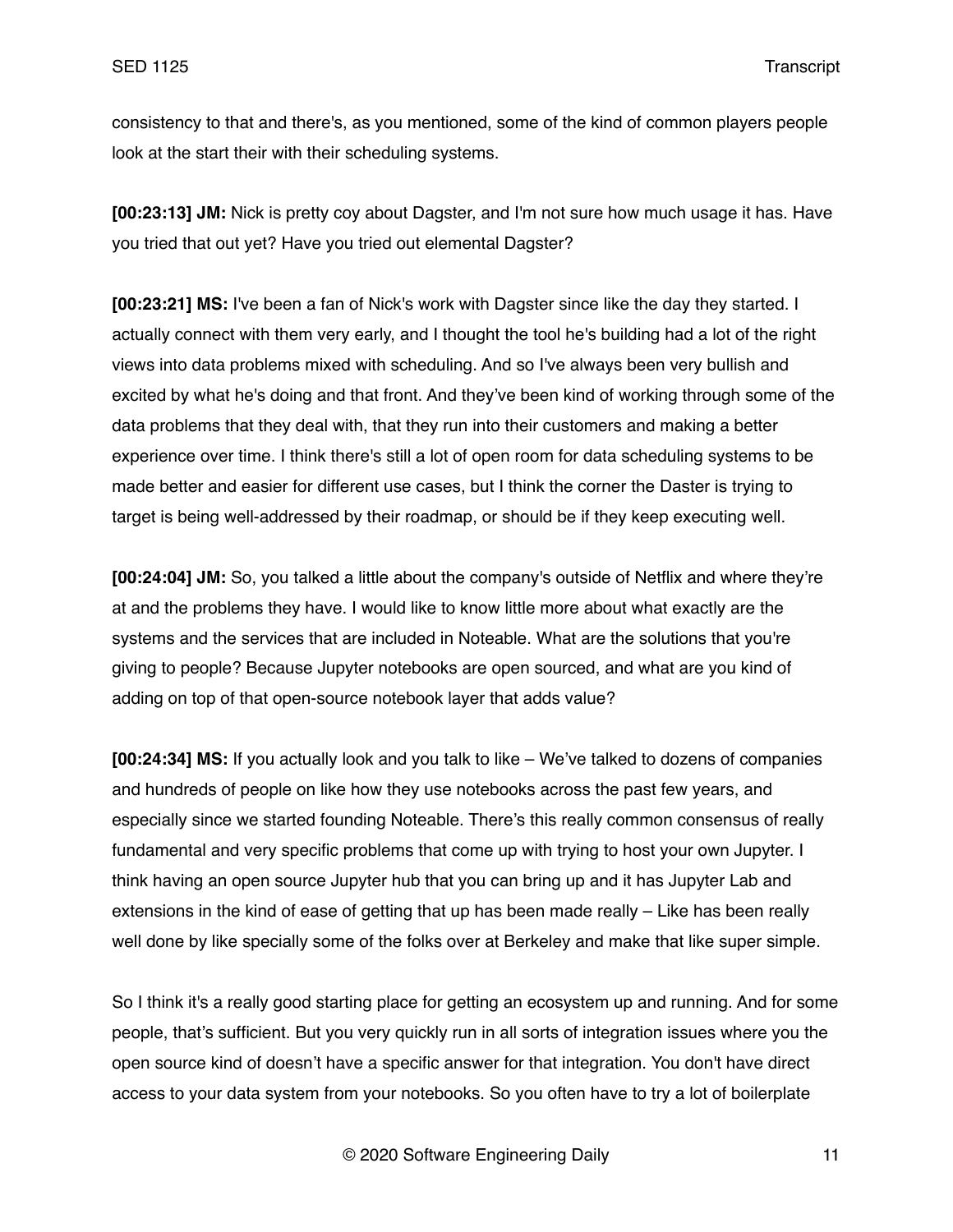consistency to that and there's, as you mentioned, some of the kind of common players people look at the start their with their scheduling systems.

**[00:23:13] JM:** Nick is pretty coy about Dagster, and I'm not sure how much usage it has. Have you tried that out yet? Have you tried out elemental Dagster?

**[00:23:21] MS:** I've been a fan of Nick's work with Dagster since like the day they started. I actually connect with them very early, and I thought the tool he's building had a lot of the right views into data problems mixed with scheduling. And so I've always been very bullish and excited by what he's doing and that front. And they've been kind of working through some of the data problems that they deal with, that they run into their customers and making a better experience over time. I think there's still a lot of open room for data scheduling systems to be made better and easier for different use cases, but I think the corner the Daster is trying to target is being well-addressed by their roadmap, or should be if they keep executing well.

**[00:24:04] JM:** So, you talked a little about the company's outside of Netflix and where they're at and the problems they have. I would like to know little more about what exactly are the systems and the services that are included in Noteable. What are the solutions that you're giving to people? Because Jupyter notebooks are open sourced, and what are you kind of adding on top of that open-source notebook layer that adds value?

**[00:24:34] MS:** If you actually look and you talk to like – We've talked to dozens of companies and hundreds of people on like how they use notebooks across the past few years, and especially since we started founding Noteable. There's this really common consensus of really fundamental and very specific problems that come up with trying to host your own Jupyter. I think having an open source Jupyter hub that you can bring up and it has Jupyter Lab and extensions in the kind of ease of getting that up has been made really – Like has been really well done by like specially some of the folks over at Berkeley and make that like super simple.

So I think it's a really good starting place for getting an ecosystem up and running. And for some people, that's sufficient. But you very quickly run in all sorts of integration issues where you the open source kind of doesn't have a specific answer for that integration. You don't have direct access to your data system from your notebooks. So you often have to try a lot of boilerplate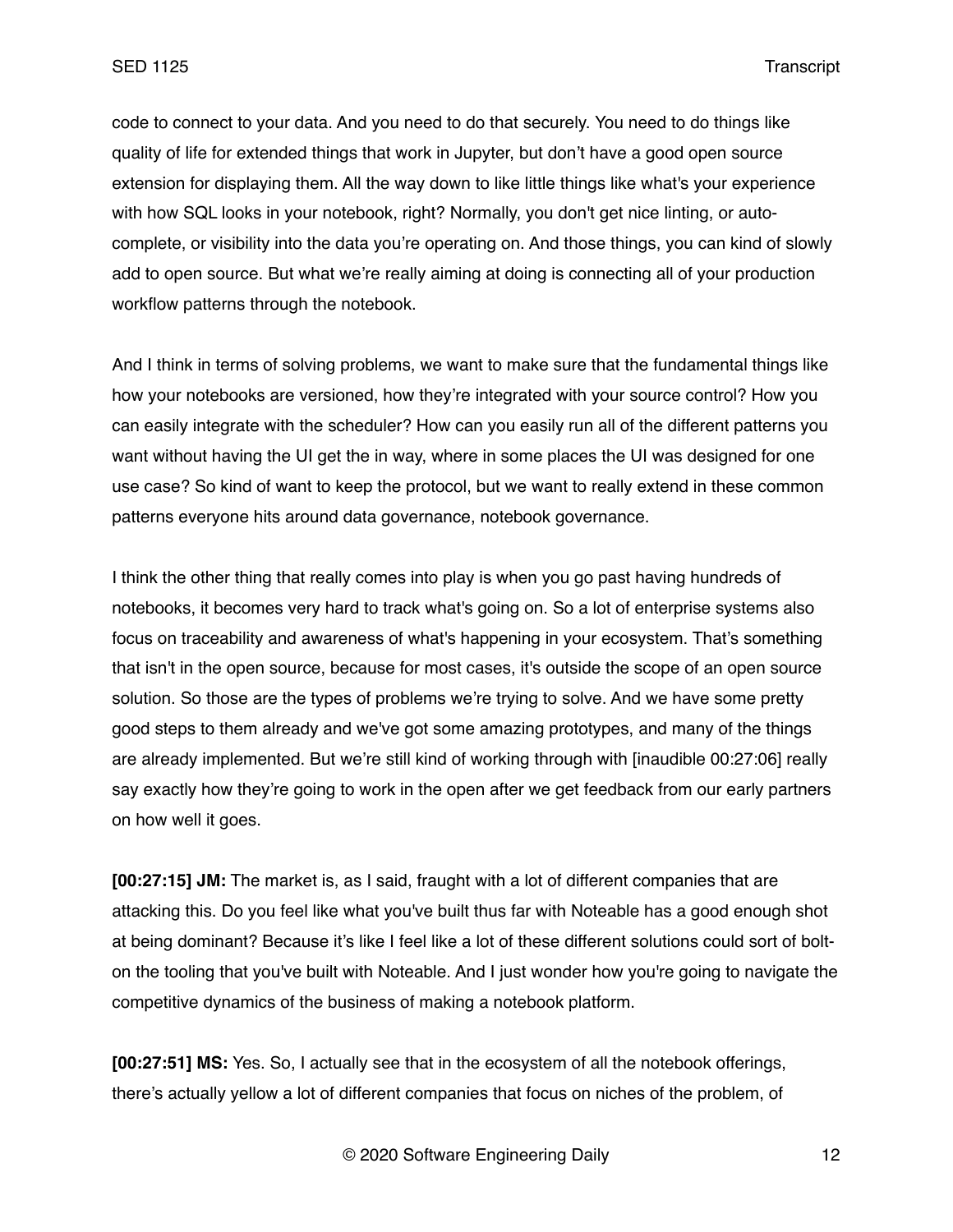code to connect to your data. And you need to do that securely. You need to do things like quality of life for extended things that work in Jupyter, but don't have a good open source extension for displaying them. All the way down to like little things like what's your experience with how SQL looks in your notebook, right? Normally, you don't get nice linting, or auto-complete, or visibility into the data you're operating on. And those things, you can kind of slowly add to open source. But what we're really aiming at doing is connecting all of your production workflow patterns through the notebook.

And I think in terms of solving problems, we want to make sure that the fundamental things like how your notebooks are versioned, how they're integrated with your source control? How you can easily integrate with the scheduler? How can you easily run all of the different patterns you want without having the UI get the in way, where in some places the UI was designed for one use case? So kind of want to keep the protocol, but we want to really extend in these common patterns everyone hits around data governance, notebook governance.

I think the other thing that really comes into play is when you go past having hundreds of notebooks, it becomes very hard to track what's going on. So a lot of enterprise systems also focus on traceability and awareness of what's happening in your ecosystem. That's something that isn't in the open source, because for most cases, it's outside the scope of an open source solution. So those are the types of problems we're trying to solve. And we have some pretty good steps to them already and we've got some amazing prototypes, and many of the things are already implemented. But we're still kind of working through with [inaudible 00:27:06] really say exactly how they're going to work in the open after we get feedback from our early partners on how well it goes.

**[00:27:15] JM:** The market is, as I said, fraught with a lot of different companies that are attacking this. Do you feel like what you've built thus far with Noteable has a good enough shot at being dominant? Because it's like I feel like a lot of these different solutions could sort of bolt-on the tooling that you've built with Noteable. And I just wonder how you're going to navigate the competitive dynamics of the business of making a notebook platform.

**[00:27:51] MS:** Yes. So, I actually see that in the ecosystem of all the notebook offerings, there's actually yellow a lot of different companies that focus on niches of the problem, of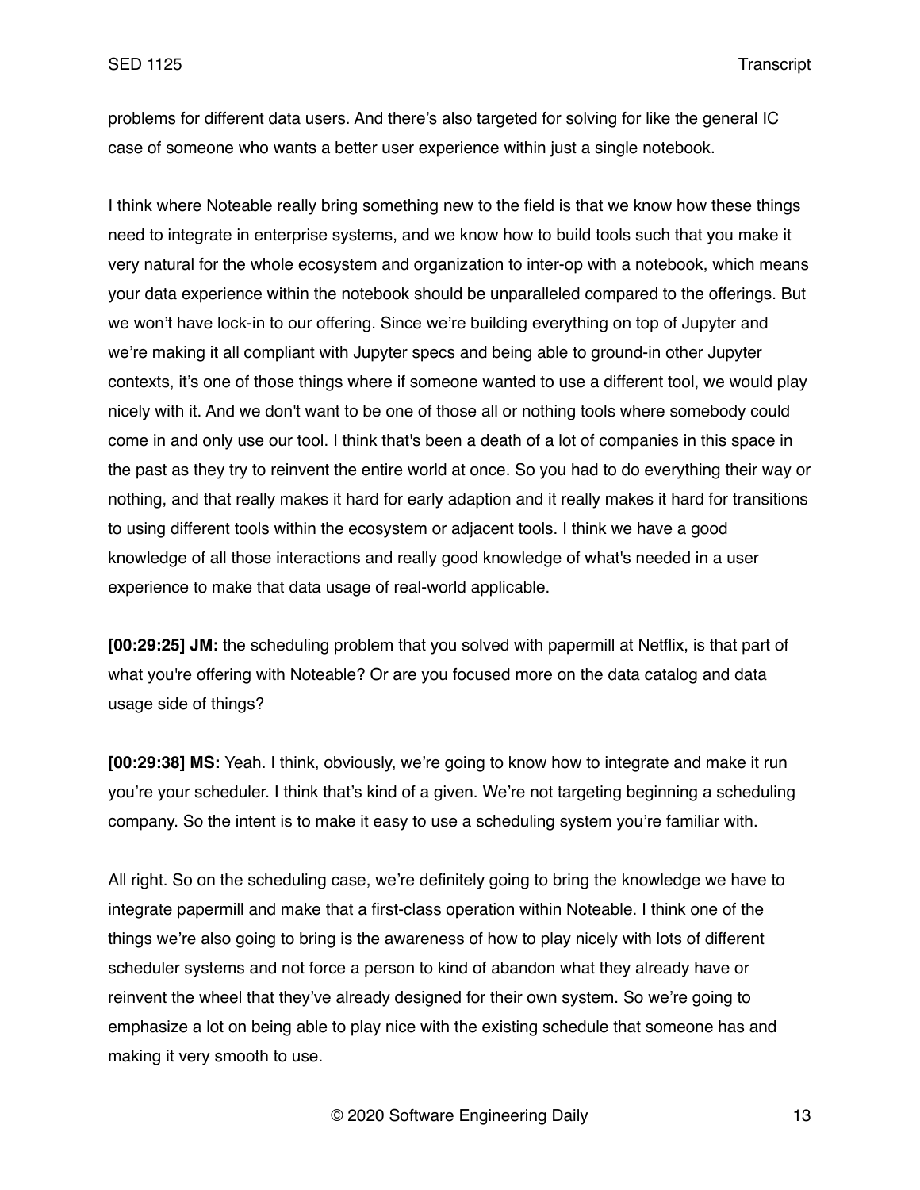problems for different data users. And there's also targeted for solving for like the general IC case of someone who wants a better user experience within just a single notebook.

I think where Noteable really bring something new to the field is that we know how these things need to integrate in enterprise systems, and we know how to build tools such that you make it very natural for the whole ecosystem and organization to inter-op with a notebook, which means your data experience within the notebook should be unparalleled compared to the offerings. But we won't have lock-in to our offering. Since we're building everything on top of Jupyter and we're making it all compliant with Jupyter specs and being able to ground-in other Jupyter contexts, it's one of those things where if someone wanted to use a different tool, we would play nicely with it. And we don't want to be one of those all or nothing tools where somebody could come in and only use our tool. I think that's been a death of a lot of companies in this space in the past as they try to reinvent the entire world at once. So you had to do everything their way or nothing, and that really makes it hard for early adaption and it really makes it hard for transitions to using different tools within the ecosystem or adjacent tools. I think we have a good knowledge of all those interactions and really good knowledge of what's needed in a user experience to make that data usage of real-world applicable.

**[00:29:25] JM:** the scheduling problem that you solved with papermill at Netflix, is that part of what you're offering with Noteable? Or are you focused more on the data catalog and data usage side of things?

**[00:29:38] MS:** Yeah. I think, obviously, we're going to know how to integrate and make it run you're your scheduler. I think that's kind of a given. We're not targeting beginning a scheduling company. So the intent is to make it easy to use a scheduling system you're familiar with.

All right. So on the scheduling case, we're definitely going to bring the knowledge we have to integrate papermill and make that a first-class operation within Noteable. I think one of the things we're also going to bring is the awareness of how to play nicely with lots of different scheduler systems and not force a person to kind of abandon what they already have or reinvent the wheel that they've already designed for their own system. So we're going to emphasize a lot on being able to play nice with the existing schedule that someone has and making it very smooth to use.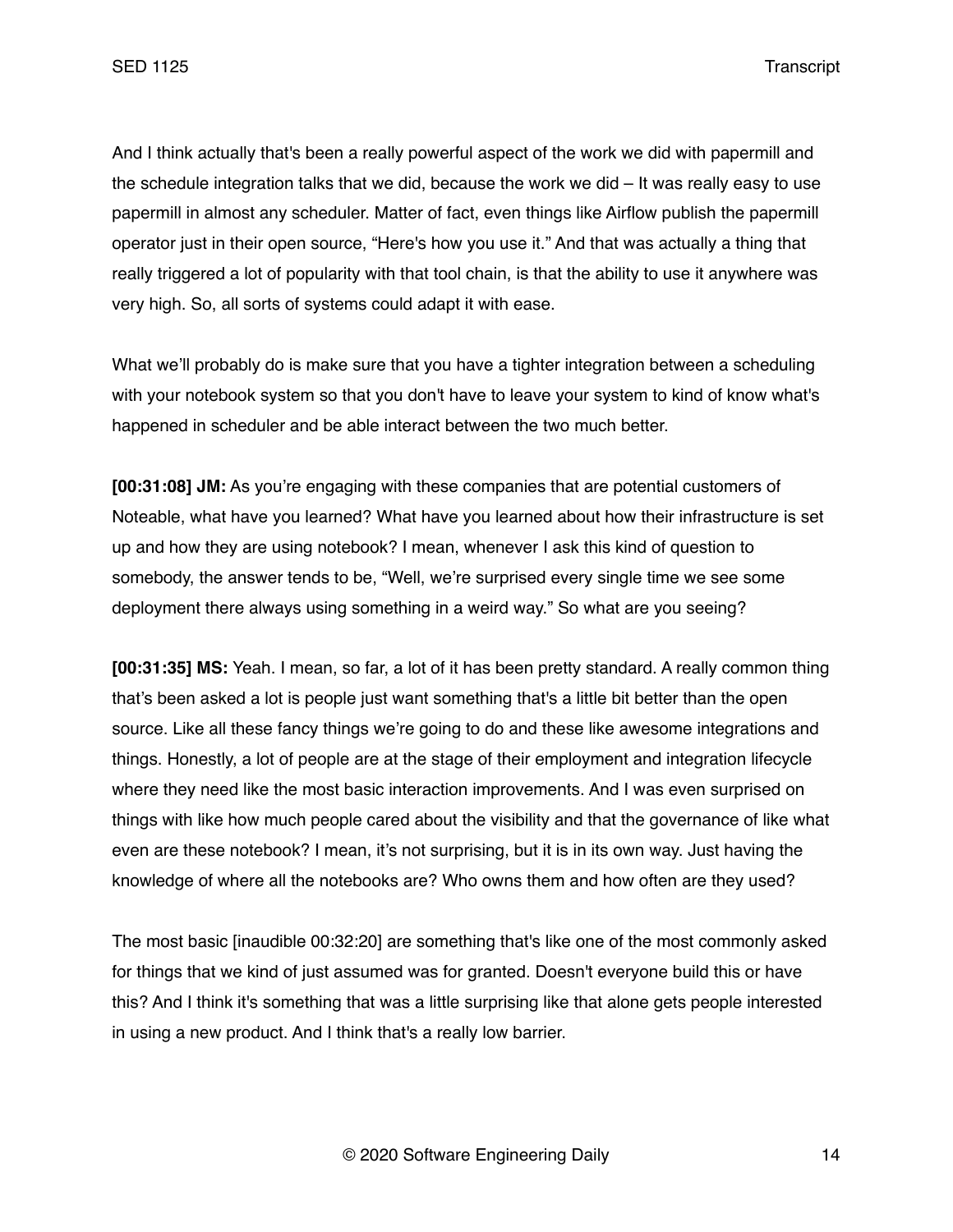And I think actually that's been a really powerful aspect of the work we did with papermill and the schedule integration talks that we did, because the work we did – It was really easy to use papermill in almost any scheduler. Matter of fact, even things like Airflow publish the papermill operator just in their open source, "Here's how you use it." And that was actually a thing that really triggered a lot of popularity with that tool chain, is that the ability to use it anywhere was very high. So, all sorts of systems could adapt it with ease.

What we'll probably do is make sure that you have a tighter integration between a scheduling with your notebook system so that you don't have to leave your system to kind of know what's happened in scheduler and be able interact between the two much better.

**[00:31:08] JM:** As you're engaging with these companies that are potential customers of Noteable, what have you learned? What have you learned about how their infrastructure is set up and how they are using notebook? I mean, whenever I ask this kind of question to somebody, the answer tends to be, "Well, we're surprised every single time we see some deployment there always using something in a weird way." So what are you seeing?

**[00:31:35] MS:** Yeah. I mean, so far, a lot of it has been pretty standard. A really common thing that's been asked a lot is people just want something that's a little bit better than the open source. Like all these fancy things we're going to do and these like awesome integrations and things. Honestly, a lot of people are at the stage of their employment and integration lifecycle where they need like the most basic interaction improvements. And I was even surprised on things with like how much people cared about the visibility and that the governance of like what even are these notebook? I mean, it's not surprising, but it is in its own way. Just having the knowledge of where all the notebooks are? Who owns them and how often are they used?

The most basic [inaudible 00:32:20] are something that's like one of the most commonly asked for things that we kind of just assumed was for granted. Doesn't everyone build this or have this? And I think it's something that was a little surprising like that alone gets people interested in using a new product. And I think that's a really low barrier.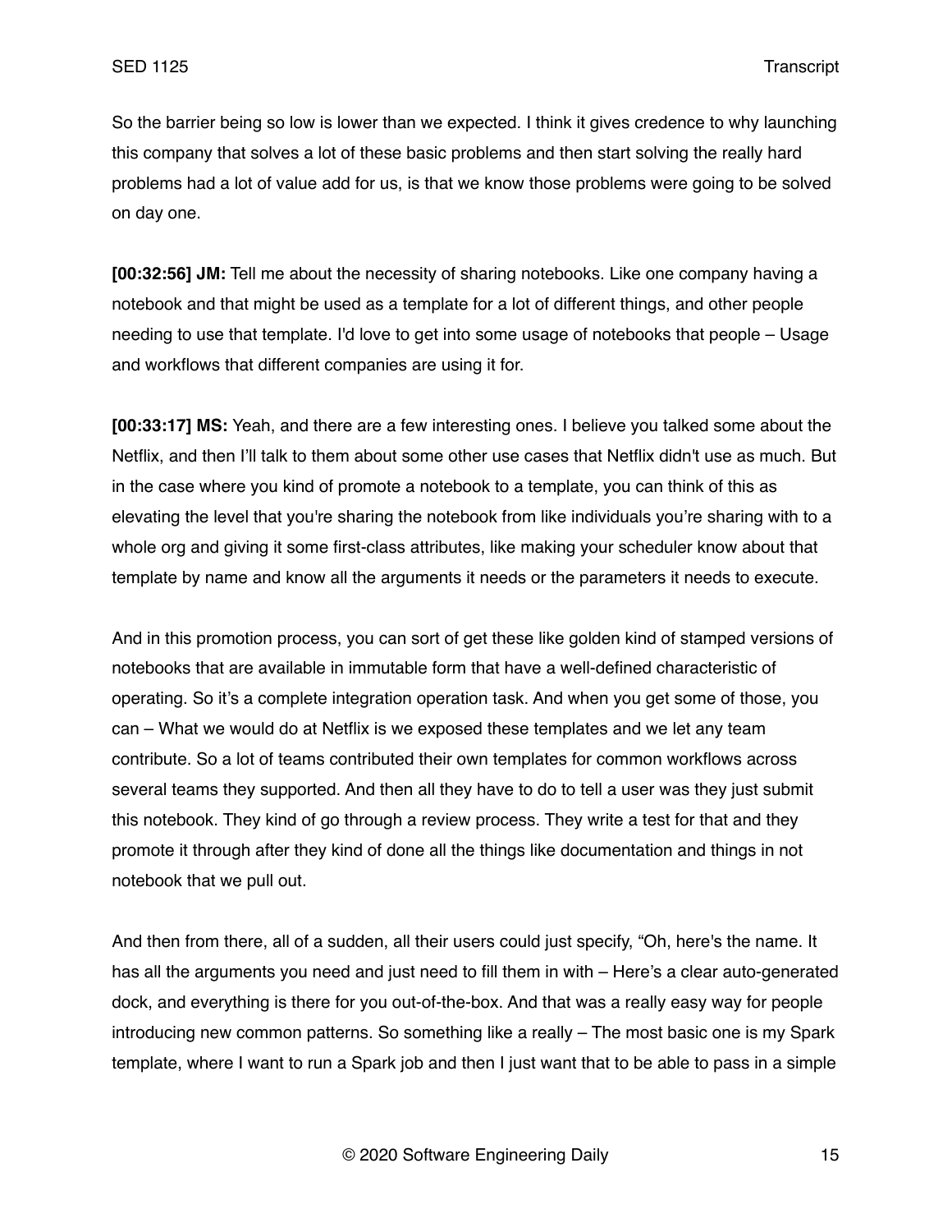So the barrier being so low is lower than we expected. I think it gives credence to why launching this company that solves a lot of these basic problems and then start solving the really hard problems had a lot of value add for us, is that we know those problems were going to be solved on day one.

**[00:32:56] JM:** Tell me about the necessity of sharing notebooks. Like one company having a notebook and that might be used as a template for a lot of different things, and other people needing to use that template. I'd love to get into some usage of notebooks that people – Usage and workflows that different companies are using it for.

**[00:33:17] MS:** Yeah, and there are a few interesting ones. I believe you talked some about the Netflix, and then I'll talk to them about some other use cases that Netflix didn't use as much. But in the case where you kind of promote a notebook to a template, you can think of this as elevating the level that you're sharing the notebook from like individuals you're sharing with to a whole org and giving it some first-class attributes, like making your scheduler know about that template by name and know all the arguments it needs or the parameters it needs to execute.

And in this promotion process, you can sort of get these like golden kind of stamped versions of notebooks that are available in immutable form that have a well-defined characteristic of operating. So it's a complete integration operation task. And when you get some of those, you can – What we would do at Netflix is we exposed these templates and we let any team contribute. So a lot of teams contributed their own templates for common workflows across several teams they supported. And then all they have to do to tell a user was they just submit this notebook. They kind of go through a review process. They write a test for that and they promote it through after they kind of done all the things like documentation and things in not notebook that we pull out.

And then from there, all of a sudden, all their users could just specify, "Oh, here's the name. It has all the arguments you need and just need to fill them in with – Here's a clear auto-generated dock, and everything is there for you out-of-the-box. And that was a really easy way for people introducing new common patterns. So something like a really – The most basic one is my Spark template, where I want to run a Spark job and then I just want that to be able to pass in a simple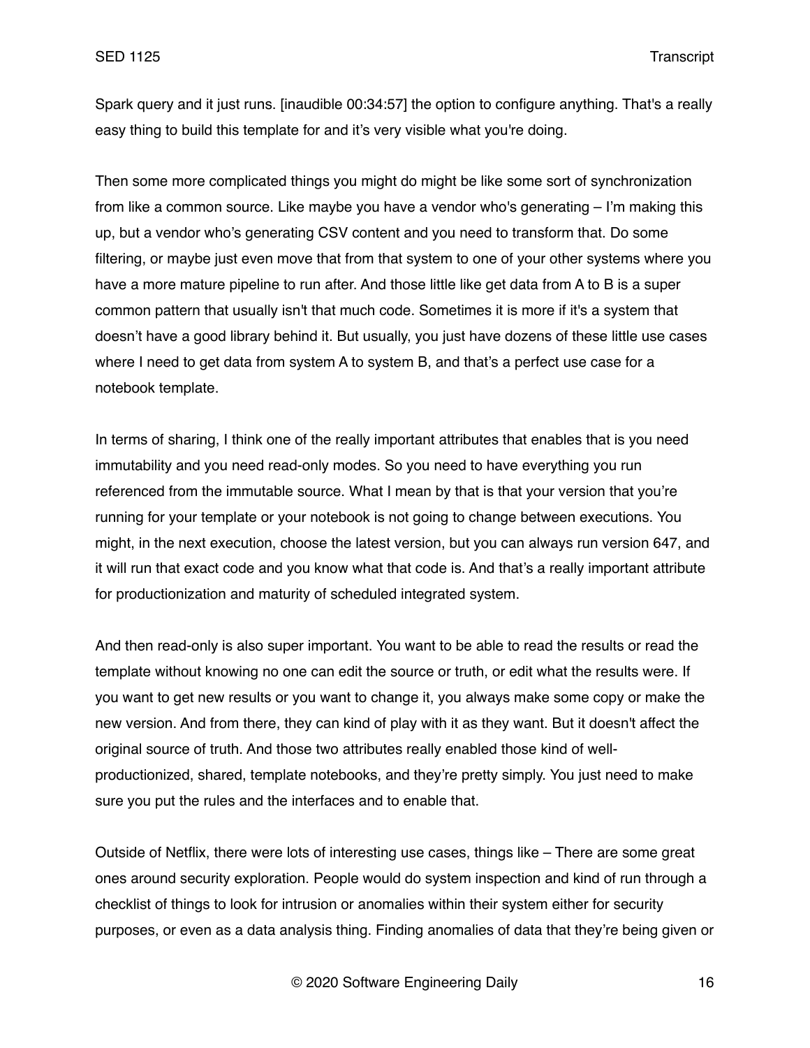Spark query and it just runs. [inaudible 00:34:57] the option to configure anything. That's a really easy thing to build this template for and it's very visible what you're doing.

Then some more complicated things you might do might be like some sort of synchronization from like a common source. Like maybe you have a vendor who's generating – I'm making this up, but a vendor who's generating CSV content and you need to transform that. Do some filtering, or maybe just even move that from that system to one of your other systems where you have a more mature pipeline to run after. And those little like get data from A to B is a super common pattern that usually isn't that much code. Sometimes it is more if it's a system that doesn't have a good library behind it. But usually, you just have dozens of these little use cases where I need to get data from system A to system B, and that's a perfect use case for a notebook template.

In terms of sharing, I think one of the really important attributes that enables that is you need immutability and you need read-only modes. So you need to have everything you run referenced from the immutable source. What I mean by that is that your version that you're running for your template or your notebook is not going to change between executions. You might, in the next execution, choose the latest version, but you can always run version 647, and it will run that exact code and you know what that code is. And that's a really important attribute for productionization and maturity of scheduled integrated system.

And then read-only is also super important. You want to be able to read the results or read the template without knowing no one can edit the source or truth, or edit what the results were. If you want to get new results or you want to change it, you always make some copy or make the new version. And from there, they can kind of play with it as they want. But it doesn't affect the original source of truth. And those two attributes really enabled those kind of well-productionized, shared, template notebooks, and they're pretty simply. You just need to make sure you put the rules and the interfaces and to enable that.

Outside of Netflix, there were lots of interesting use cases, things like – There are some great ones around security exploration. People would do system inspection and kind of run through a checklist of things to look for intrusion or anomalies within their system either for security purposes, or even as a data analysis thing. Finding anomalies of data that they're being given or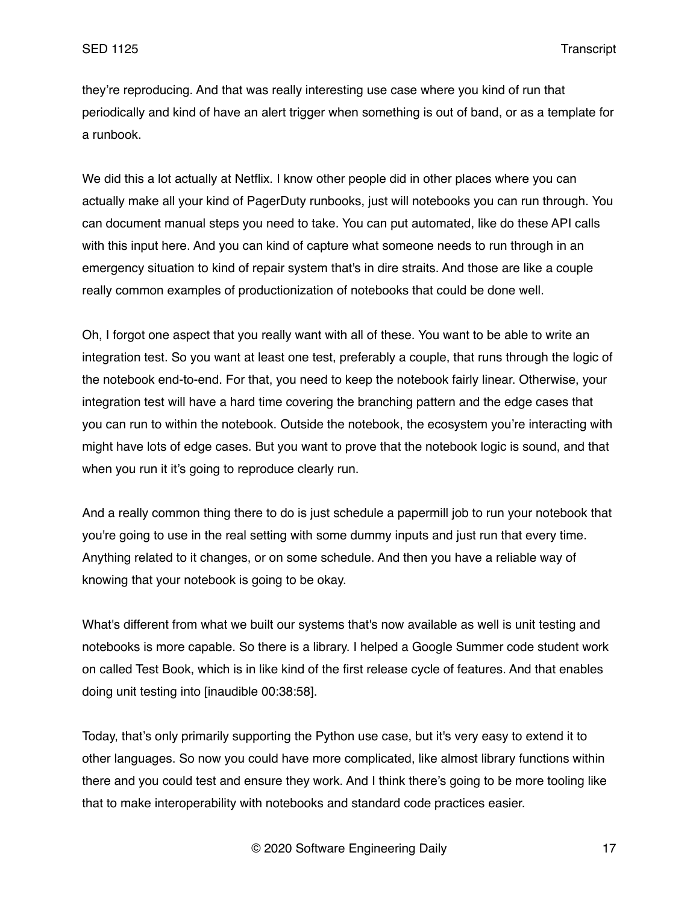they're reproducing. And that was really interesting use case where you kind of run that periodically and kind of have an alert trigger when something is out of band, or as a template for a runbook.

We did this a lot actually at Netflix. I know other people did in other places where you can actually make all your kind of PagerDuty runbooks, just will notebooks you can run through. You can document manual steps you need to take. You can put automated, like do these API calls with this input here. And you can kind of capture what someone needs to run through in an emergency situation to kind of repair system that's in dire straits. And those are like a couple really common examples of productionization of notebooks that could be done well.

Oh, I forgot one aspect that you really want with all of these. You want to be able to write an integration test. So you want at least one test, preferably a couple, that runs through the logic of the notebook end-to-end. For that, you need to keep the notebook fairly linear. Otherwise, your integration test will have a hard time covering the branching pattern and the edge cases that you can run to within the notebook. Outside the notebook, the ecosystem you're interacting with might have lots of edge cases. But you want to prove that the notebook logic is sound, and that when you run it it's going to reproduce clearly run.

And a really common thing there to do is just schedule a papermill job to run your notebook that you're going to use in the real setting with some dummy inputs and just run that every time. Anything related to it changes, or on some schedule. And then you have a reliable way of knowing that your notebook is going to be okay.

What's different from what we built our systems that's now available as well is unit testing and notebooks is more capable. So there is a library. I helped a Google Summer code student work on called Test Book, which is in like kind of the first release cycle of features. And that enables doing unit testing into [inaudible 00:38:58].

Today, that's only primarily supporting the Python use case, but it's very easy to extend it to other languages. So now you could have more complicated, like almost library functions within there and you could test and ensure they work. And I think there's going to be more tooling like that to make interoperability with notebooks and standard code practices easier.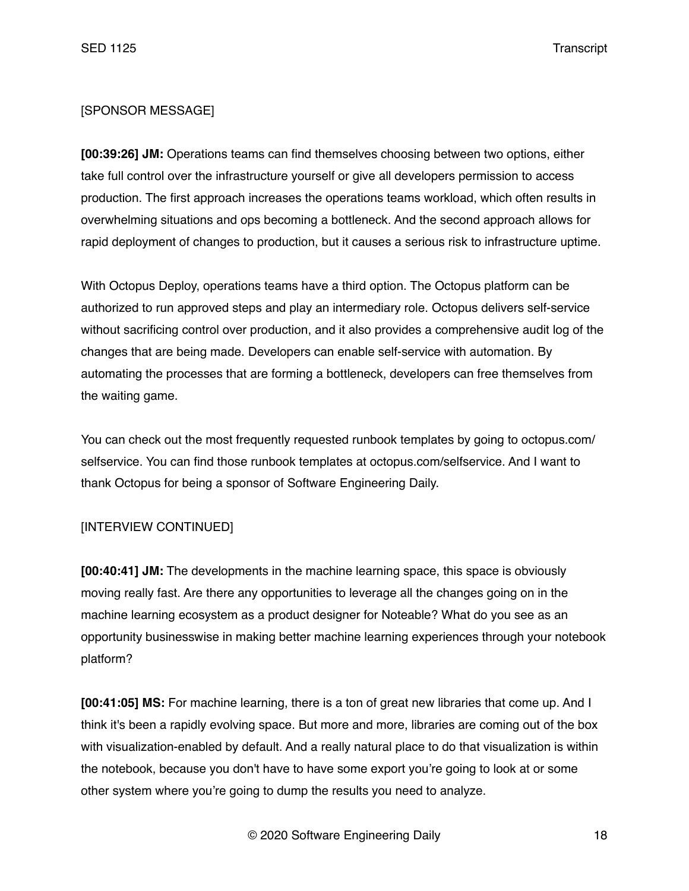[SPONSOR MESSAGE]

**[00:39:26] JM:** Operations teams can find themselves choosing between two options, either take full control over the infrastructure yourself or give all developers permission to access production. The first approach increases the operations teams workload, which often results in overwhelming situations and ops becoming a bottleneck. And the second approach allows for rapid deployment of changes to production, but it causes a serious risk to infrastructure uptime.

With Octopus Deploy, operations teams have a third option. The Octopus platform can be authorized to run approved steps and play an intermediary role. Octopus delivers self-service without sacrificing control over production, and it also provides a comprehensive audit log of the changes that are being made. Developers can enable self-service with automation. By automating the processes that are forming a bottleneck, developers can free themselves from the waiting game.

You can check out the most frequently requested runbook templates by going to octopus.com/selfservice. You can find those runbook templates at octopus.com/selfservice. And I want to thank Octopus for being a sponsor of Software Engineering Daily.

[INTERVIEW CONTINUED]

**[00:40:41] JM:** The developments in the machine learning space, this space is obviously moving really fast. Are there any opportunities to leverage all the changes going on in the machine learning ecosystem as a product designer for Noteable? What do you see as an opportunity businesswise in making better machine learning experiences through your notebook platform?

**[00:41:05] MS:** For machine learning, there is a ton of great new libraries that come up. And I think it's been a rapidly evolving space. But more and more, libraries are coming out of the box with visualization-enabled by default. And a really natural place to do that visualization is within the notebook, because you don't have to have some export you're going to look at or some other system where you're going to dump the results you need to analyze.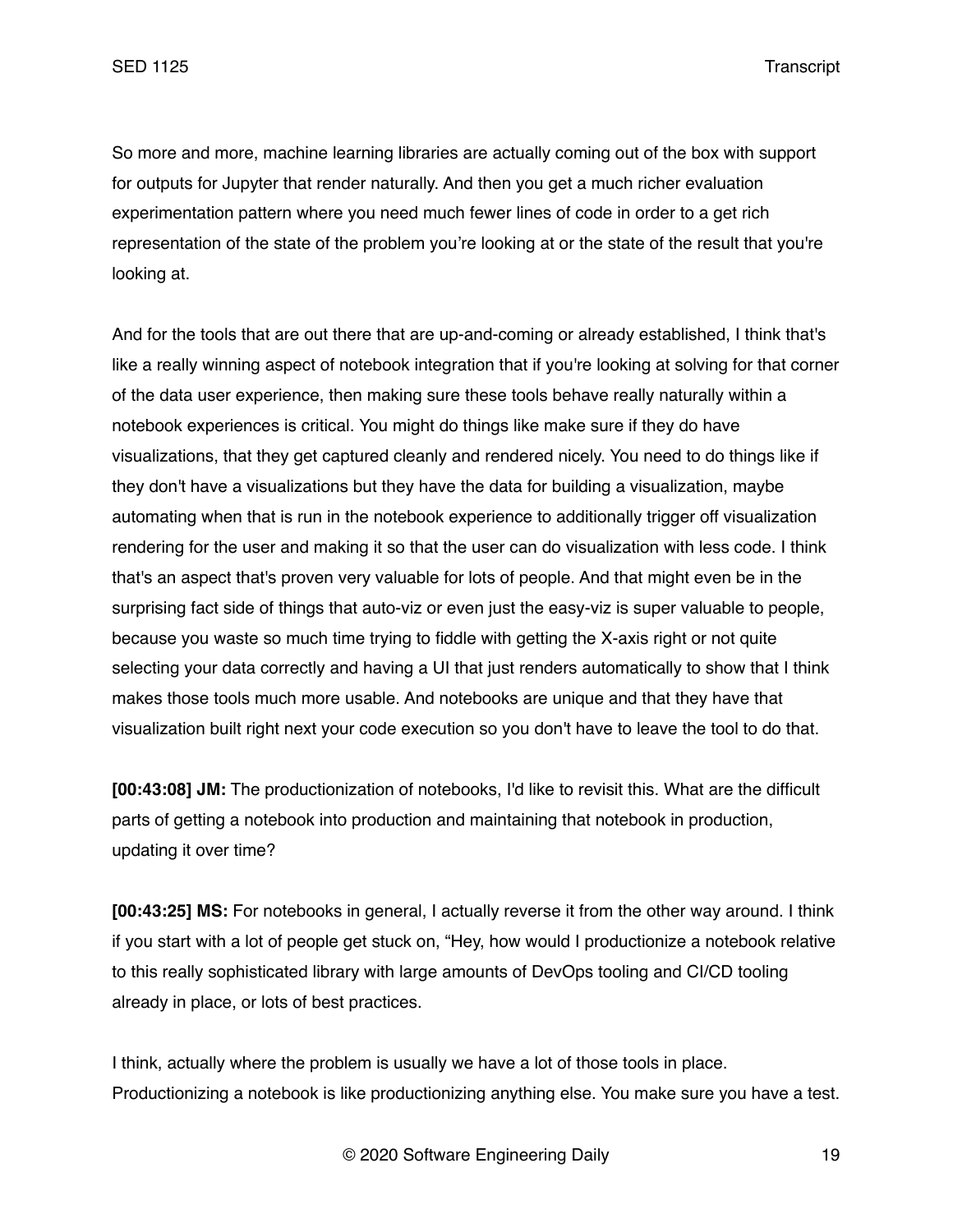So more and more, machine learning libraries are actually coming out of the box with support for outputs for Jupyter that render naturally. And then you get a much richer evaluation experimentation pattern where you need much fewer lines of code in order to a get rich representation of the state of the problem you’re looking at or the state of the result that you're looking at.

And for the tools that are out there that are up-and-coming or already established, I think that's like a really winning aspect of notebook integration that if you're looking at solving for that corner of the data user experience, then making sure these tools behave really naturally within a notebook experiences is critical. You might do things like make sure if they do have visualizations, that they get captured cleanly and rendered nicely. You need to do things like if they don't have a visualizations but they have the data for building a visualization, maybe automating when that is run in the notebook experience to additionally trigger off visualization rendering for the user and making it so that the user can do visualization with less code. I think that's an aspect that's proven very valuable for lots of people. And that might even be in the surprising fact side of things that auto-viz or even just the easy-viz is super valuable to people, because you waste so much time trying to fiddle with getting the X-axis right or not quite selecting your data correctly and having a UI that just renders automatically to show that I think makes those tools much more usable. And notebooks are unique and that they have that visualization built right next your code execution so you don't have to leave the tool to do that.

**[00:43:08] JM:** The productionization of notebooks, I'd like to revisit this. What are the difficult parts of getting a notebook into production and maintaining that notebook in production, updating it over time?

**[00:43:25] MS:** For notebooks in general, I actually reverse it from the other way around. I think if you start with a lot of people get stuck on, “Hey, how would I productionize a notebook relative to this really sophisticated library with large amounts of DevOps tooling and CI/CD tooling already in place, or lots of best practices.

I think, actually where the problem is usually we have a lot of those tools in place. Productionizing a notebook is like productionizing anything else. You make sure you have a test.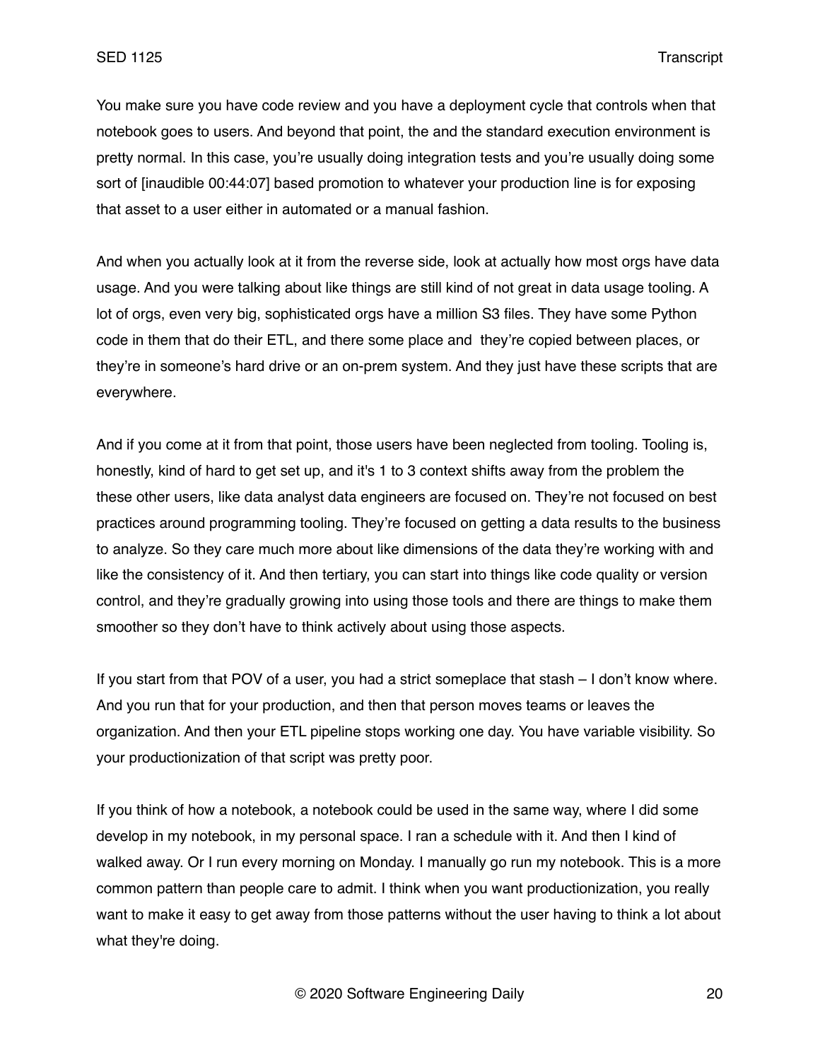You make sure you have code review and you have a deployment cycle that controls when that notebook goes to users. And beyond that point, the and the standard execution environment is pretty normal. In this case, you're usually doing integration tests and you're usually doing some sort of [inaudible 00:44:07] based promotion to whatever your production line is for exposing that asset to a user either in automated or a manual fashion.

And when you actually look at it from the reverse side, look at actually how most orgs have data usage. And you were talking about like things are still kind of not great in data usage tooling. A lot of orgs, even very big, sophisticated orgs have a million S3 files. They have some Python code in them that do their ETL, and there some place and they're copied between places, or they're in someone's hard drive or an on-prem system. And they just have these scripts that are everywhere.

And if you come at it from that point, those users have been neglected from tooling. Tooling is, honestly, kind of hard to get set up, and it's 1 to 3 context shifts away from the problem the these other users, like data analyst data engineers are focused on. They're not focused on best practices around programming tooling. They're focused on getting a data results to the business to analyze. So they care much more about like dimensions of the data they're working with and like the consistency of it. And then tertiary, you can start into things like code quality or version control, and they're gradually growing into using those tools and there are things to make them smoother so they don't have to think actively about using those aspects.

If you start from that POV of a user, you had a strict someplace that stash – I don't know where. And you run that for your production, and then that person moves teams or leaves the organization. And then your ETL pipeline stops working one day. You have variable visibility. So your productionization of that script was pretty poor.

If you think of how a notebook, a notebook could be used in the same way, where I did some develop in my notebook, in my personal space. I ran a schedule with it. And then I kind of walked away. Or I run every morning on Monday. I manually go run my notebook. This is a more common pattern than people care to admit. I think when you want productionization, you really want to make it easy to get away from those patterns without the user having to think a lot about what they're doing.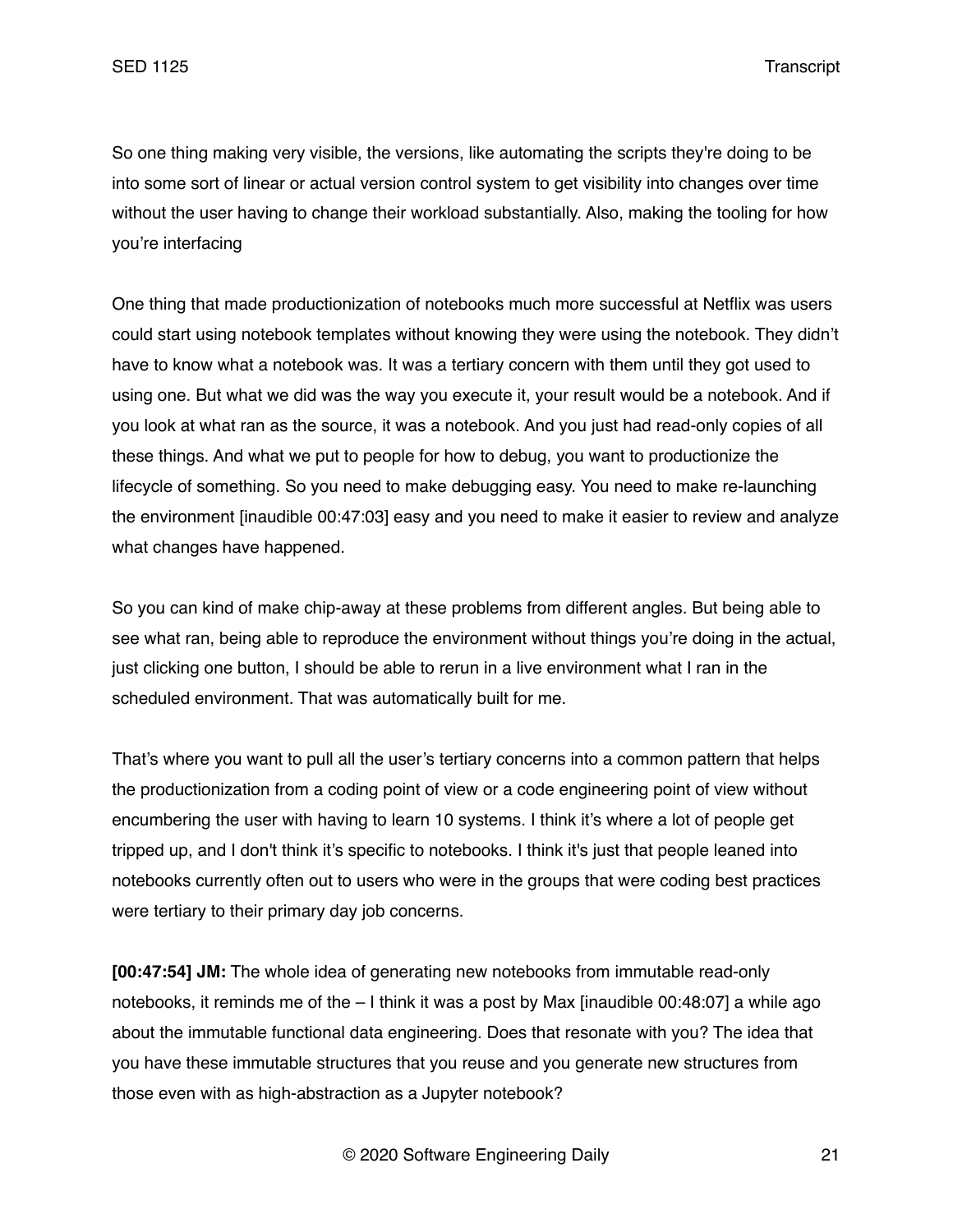So one thing making very visible, the versions, like automating the scripts they're doing to be into some sort of linear or actual version control system to get visibility into changes over time without the user having to change their workload substantially. Also, making the tooling for how you're interfacing

One thing that made productionization of notebooks much more successful at Netflix was users could start using notebook templates without knowing they were using the notebook. They didn't have to know what a notebook was. It was a tertiary concern with them until they got used to using one. But what we did was the way you execute it, your result would be a notebook. And if you look at what ran as the source, it was a notebook. And you just had read-only copies of all these things. And what we put to people for how to debug, you want to productionize the lifecycle of something. So you need to make debugging easy. You need to make re-launching the environment [inaudible 00:47:03] easy and you need to make it easier to review and analyze what changes have happened.

So you can kind of make chip-away at these problems from different angles. But being able to see what ran, being able to reproduce the environment without things you're doing in the actual, just clicking one button, I should be able to rerun in a live environment what I ran in the scheduled environment. That was automatically built for me.

That's where you want to pull all the user's tertiary concerns into a common pattern that helps the productionization from a coding point of view or a code engineering point of view without encumbering the user with having to learn 10 systems. I think it's where a lot of people get tripped up, and I don't think it's specific to notebooks. I think it's just that people leaned into notebooks currently often out to users who were in the groups that were coding best practices were tertiary to their primary day job concerns.

**[00:47:54] JM:** The whole idea of generating new notebooks from immutable read-only notebooks, it reminds me of the – I think it was a post by Max [inaudible 00:48:07] a while ago about the immutable functional data engineering. Does that resonate with you? The idea that you have these immutable structures that you reuse and you generate new structures from those even with as high-abstraction as a Jupyter notebook?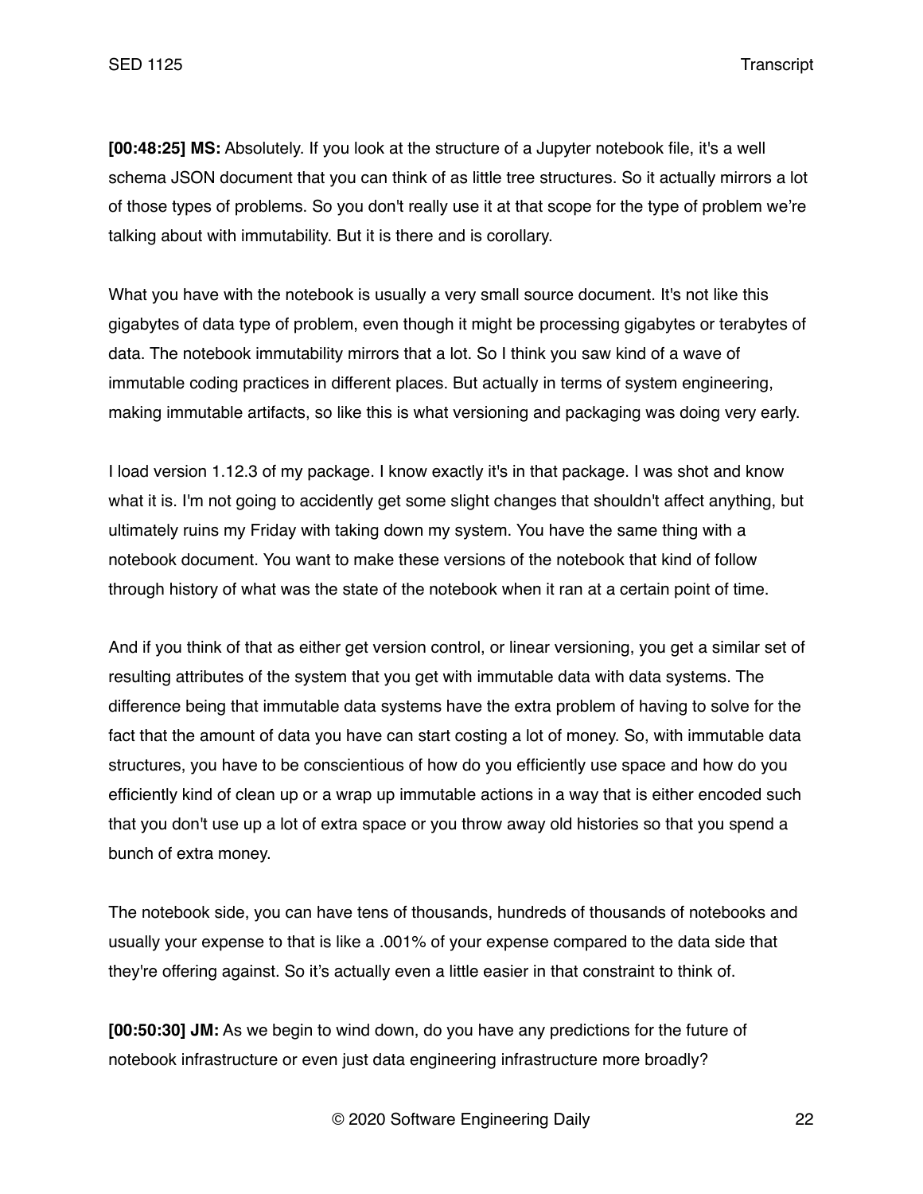**[00:48:25] MS:** Absolutely. If you look at the structure of a Jupyter notebook file, it's a well schema JSON document that you can think of as little tree structures. So it actually mirrors a lot of those types of problems. So you don't really use it at that scope for the type of problem we're talking about with immutability. But it is there and is corollary.

What you have with the notebook is usually a very small source document. It's not like this gigabytes of data type of problem, even though it might be processing gigabytes or terabytes of data. The notebook immutability mirrors that a lot. So I think you saw kind of a wave of immutable coding practices in different places. But actually in terms of system engineering, making immutable artifacts, so like this is what versioning and packaging was doing very early.

I load version 1.12.3 of my package. I know exactly it's in that package. I was shot and know what it is. I'm not going to accidently get some slight changes that shouldn't affect anything, but ultimately ruins my Friday with taking down my system. You have the same thing with a notebook document. You want to make these versions of the notebook that kind of follow through history of what was the state of the notebook when it ran at a certain point of time.

And if you think of that as either get version control, or linear versioning, you get a similar set of resulting attributes of the system that you get with immutable data with data systems. The difference being that immutable data systems have the extra problem of having to solve for the fact that the amount of data you have can start costing a lot of money. So, with immutable data structures, you have to be conscientious of how do you efficiently use space and how do you efficiently kind of clean up or a wrap up immutable actions in a way that is either encoded such that you don't use up a lot of extra space or you throw away old histories so that you spend a bunch of extra money.

The notebook side, you can have tens of thousands, hundreds of thousands of notebooks and usually your expense to that is like a .001% of your expense compared to the data side that they're offering against. So it's actually even a little easier in that constraint to think of.

**[00:50:30] JM:** As we begin to wind down, do you have any predictions for the future of notebook infrastructure or even just data engineering infrastructure more broadly?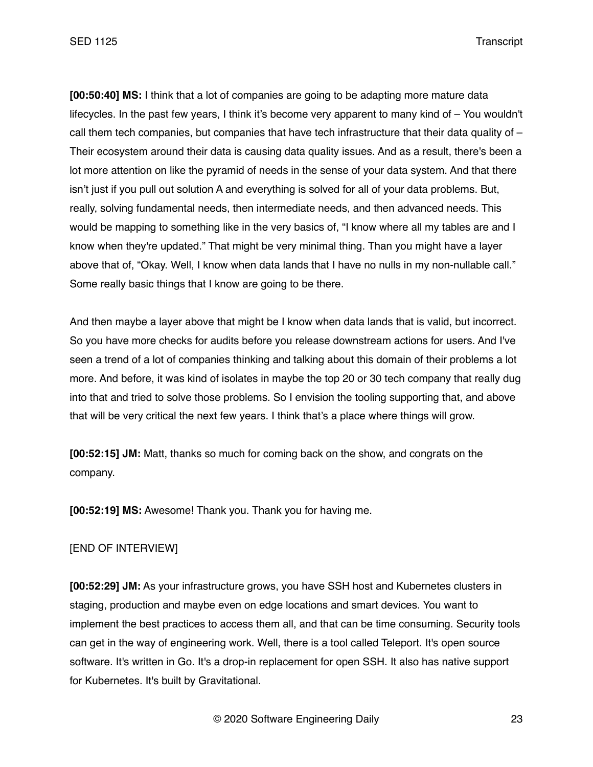**[00:50:40] MS:** I think that a lot of companies are going to be adapting more mature data lifecycles. In the past few years, I think it's become very apparent to many kind of – You wouldn't call them tech companies, but companies that have tech infrastructure that their data quality of – Their ecosystem around their data is causing data quality issues. And as a result, there's been a lot more attention on like the pyramid of needs in the sense of your data system. And that there isn't just if you pull out solution A and everything is solved for all of your data problems. But, really, solving fundamental needs, then intermediate needs, and then advanced needs. This would be mapping to something like in the very basics of, "I know where all my tables are and I know when they're updated." That might be very minimal thing. Than you might have a layer above that of, "Okay. Well, I know when data lands that I have no nulls in my non-nullable call." Some really basic things that I know are going to be there.

And then maybe a layer above that might be I know when data lands that is valid, but incorrect. So you have more checks for audits before you release downstream actions for users. And I've seen a trend of a lot of companies thinking and talking about this domain of their problems a lot more. And before, it was kind of isolates in maybe the top 20 or 30 tech company that really dug into that and tried to solve those problems. So I envision the tooling supporting that, and above that will be very critical the next few years. I think that's a place where things will grow.

**[00:52:15] JM:** Matt, thanks so much for coming back on the show, and congrats on the company.

**[00:52:19] MS:** Awesome! Thank you. Thank you for having me.

[END OF INTERVIEW]

**[00:52:29] JM:** As your infrastructure grows, you have SSH host and Kubernetes clusters in staging, production and maybe even on edge locations and smart devices. You want to implement the best practices to access them all, and that can be time consuming. Security tools can get in the way of engineering work. Well, there is a tool called Teleport. It's open source software. It's written in Go. It's a drop-in replacement for open SSH. It also has native support for Kubernetes. It's built by Gravitational.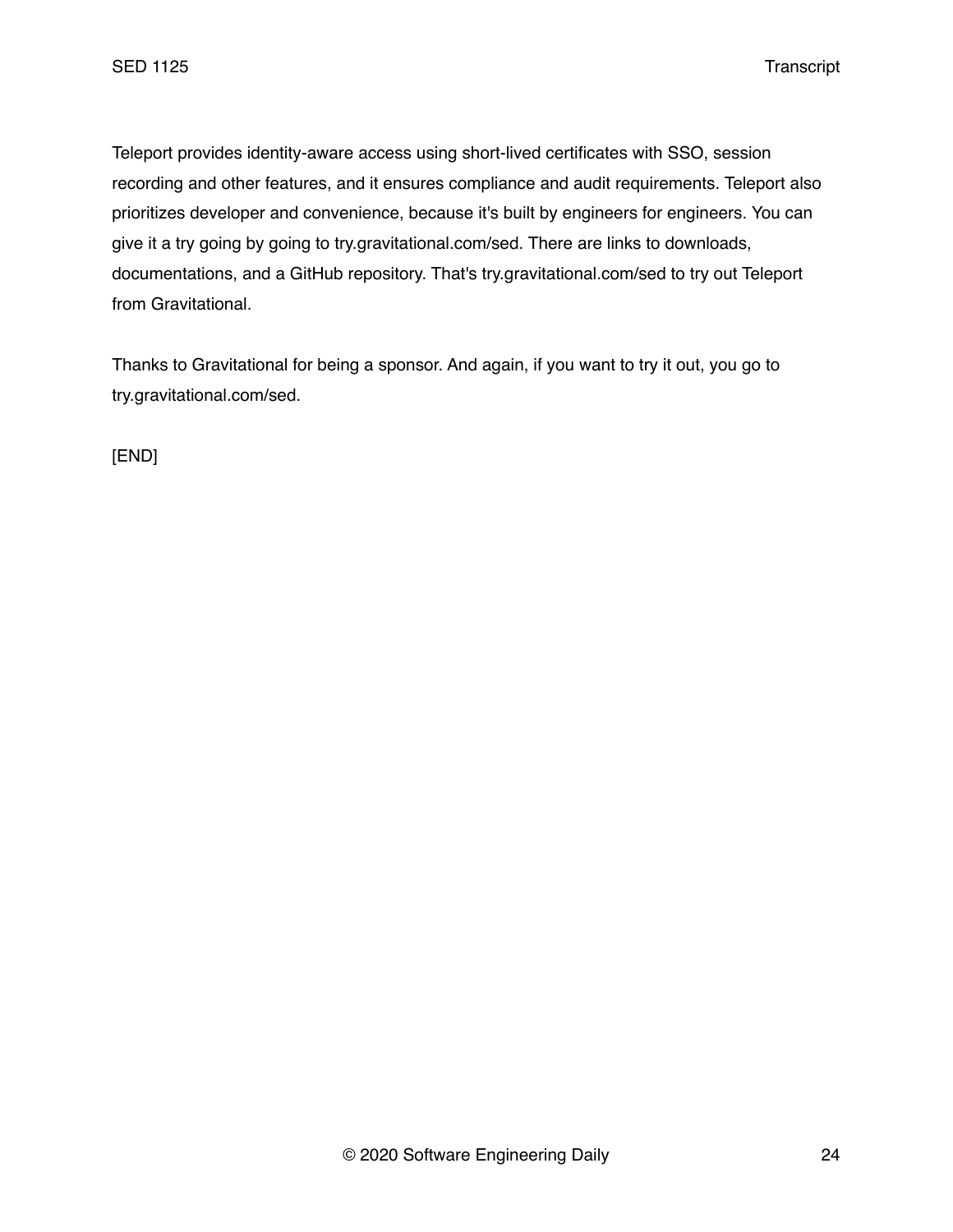Teleport provides identity-aware access using short-lived certificates with SSO, session recording and other features, and it ensures compliance and audit requirements. Teleport also prioritizes developer and convenience, because it's built by engineers for engineers. You can give it a try going by going to try.gravitational.com/sed. There are links to downloads, documentations, and a GitHub repository. That's try.gravitational.com/sed to try out Teleport from Gravitational.

Thanks to Gravitational for being a sponsor. And again, if you want to try it out, you go to try.gravitational.com/sed.

[END]